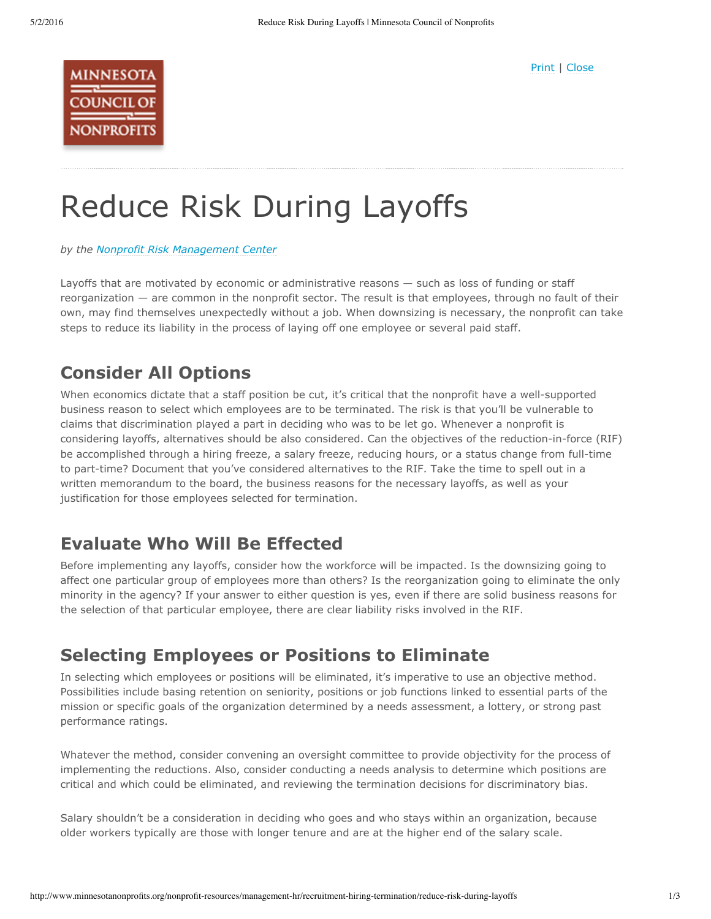MINNESOTA COUNCIL OF NONPROFITS

Print | Close

# Reduce Risk During Layoffs

*by the Nonprofit Risk Management Center*

Layoffs that are motivated by economic or administrative reasons — such as loss of funding or staff reorganization — are common in the nonprofit sector. The result is that employees, through no fault of their own, may find themselves unexpectedly without a job. When downsizing is necessary, the nonprofit can take steps to reduce its liability in the process of laying off one employee or several paid staff.

## Consider All Options

When economics dictate that a staff position be cut, it's critical that the nonprofit have a well-supported business reason to select which employees are to be terminated. The risk is that you'll be vulnerable to claims that discrimination played a part in deciding who was to be let go. Whenever a nonprofit is considering layoffs, alternatives should be also considered. Can the objectives of the reduction-in-force (RIF) be accomplished through a hiring freeze, a salary freeze, reducing hours, or a status change from full-time to part-time? Document that you've considered alternatives to the RIF. Take the time to spell out in a written memorandum to the board, the business reasons for the necessary layoffs, as well as your justification for those employees selected for termination.

## Evaluate Who Will Be Effected

Before implementing any layoffs, consider how the workforce will be impacted. Is the downsizing going to affect one particular group of employees more than others? Is the reorganization going to eliminate the only minority in the agency? If your answer to either question is yes, even if there are solid business reasons for the selection of that particular employee, there are clear liability risks involved in the RIF.

## Selecting Employees or Positions to Eliminate

In selecting which employees or positions will be eliminated, it's imperative to use an objective method. Possibilities include basing retention on seniority, positions or job functions linked to essential parts of the mission or specific goals of the organization determined by a needs assessment, a lottery, or strong past performance ratings.

Whatever the method, consider convening an oversight committee to provide objectivity for the process of implementing the reductions. Also, consider conducting a needs analysis to determine which positions are critical and which could be eliminated, and reviewing the termination decisions for discriminatory bias.

Salary shouldn't be a consideration in deciding who goes and who stays within an organization, because older workers typically are those with longer tenure and are at the higher end of the salary scale.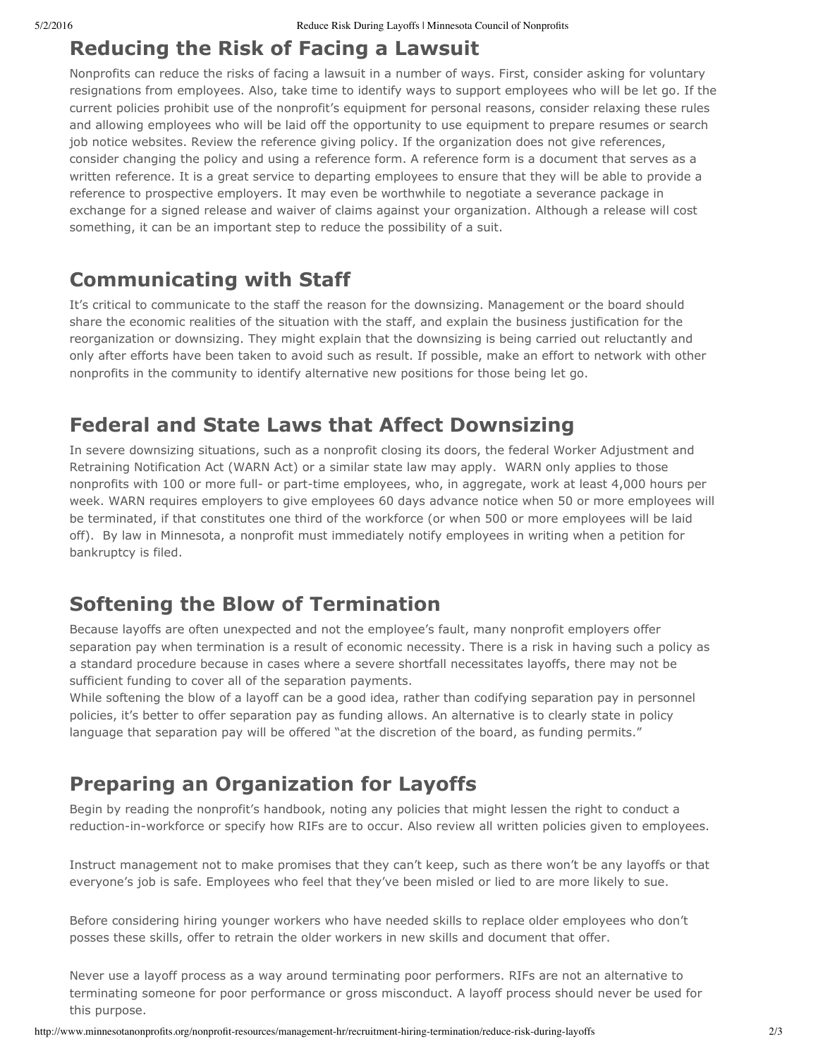## Reducing the Risk of Facing a Lawsuit

Nonprofits can reduce the risks of facing a lawsuit in a number of ways. First, consider asking for voluntary resignations from employees. Also, take time to identify ways to support employees who will be let go. If the current policies prohibit use of the nonprofit's equipment for personal reasons, consider relaxing these rules and allowing employees who will be laid off the opportunity to use equipment to prepare resumes or search job notice websites. Review the reference giving policy. If the organization does not give references, consider changing the policy and using a reference form. A reference form is a document that serves as a written reference. It is a great service to departing employees to ensure that they will be able to provide a reference to prospective employers. It may even be worthwhile to negotiate a severance package in exchange for a signed release and waiver of claims against your organization. Although a release will cost something, it can be an important step to reduce the possibility of a suit.

## Communicating with Staff

It's critical to communicate to the staff the reason for the downsizing. Management or the board should share the economic realities of the situation with the staff, and explain the business justification for the reorganization or downsizing. They might explain that the downsizing is being carried out reluctantly and only after efforts have been taken to avoid such as result. If possible, make an effort to network with other nonprofits in the community to identify alternative new positions for those being let go.

## Federal and State Laws that Affect Downsizing

In severe downsizing situations, such as a nonprofit closing its doors, the federal Worker Adjustment and Retraining Notification Act (WARN Act) or a similar state law may apply. WARN only applies to those nonprofits with 100 or more full- or part-time employees, who, in aggregate, work at least 4,000 hours per week. WARN requires employers to give employees 60 days advance notice when 50 or more employees will be terminated, if that constitutes one third of the workforce (or when 500 or more employees will be laid off). By law in Minnesota, a nonprofit must immediately notify employees in writing when a petition for bankruptcy is filed.

## Softening the Blow of Termination

Because layoffs are often unexpected and not the employee's fault, many nonprofit employers offer separation pay when termination is a result of economic necessity. There is a risk in having such a policy as a standard procedure because in cases where a severe shortfall necessitates layoffs, there may not be sufficient funding to cover all of the separation payments.

While softening the blow of a layoff can be a good idea, rather than codifying separation pay in personnel policies, it's better to offer separation pay as funding allows. An alternative is to clearly state in policy language that separation pay will be offered "at the discretion of the board, as funding permits."

## Preparing an Organization for Layoffs

Begin by reading the nonprofit's handbook, noting any policies that might lessen the right to conduct a reduction-in-workforce or specify how RIFs are to occur. Also review all written policies given to employees.

Instruct management not to make promises that they can't keep, such as there won't be any layoffs or that everyone's job is safe. Employees who feel that they've been misled or lied to are more likely to sue.

Before considering hiring younger workers who have needed skills to replace older employees who don't posses these skills, offer to retrain the older workers in new skills and document that offer.

Never use a layoff process as a way around terminating poor performers. RIFs are not an alternative to terminating someone for poor performance or gross misconduct. A layoff process should never be used for this purpose.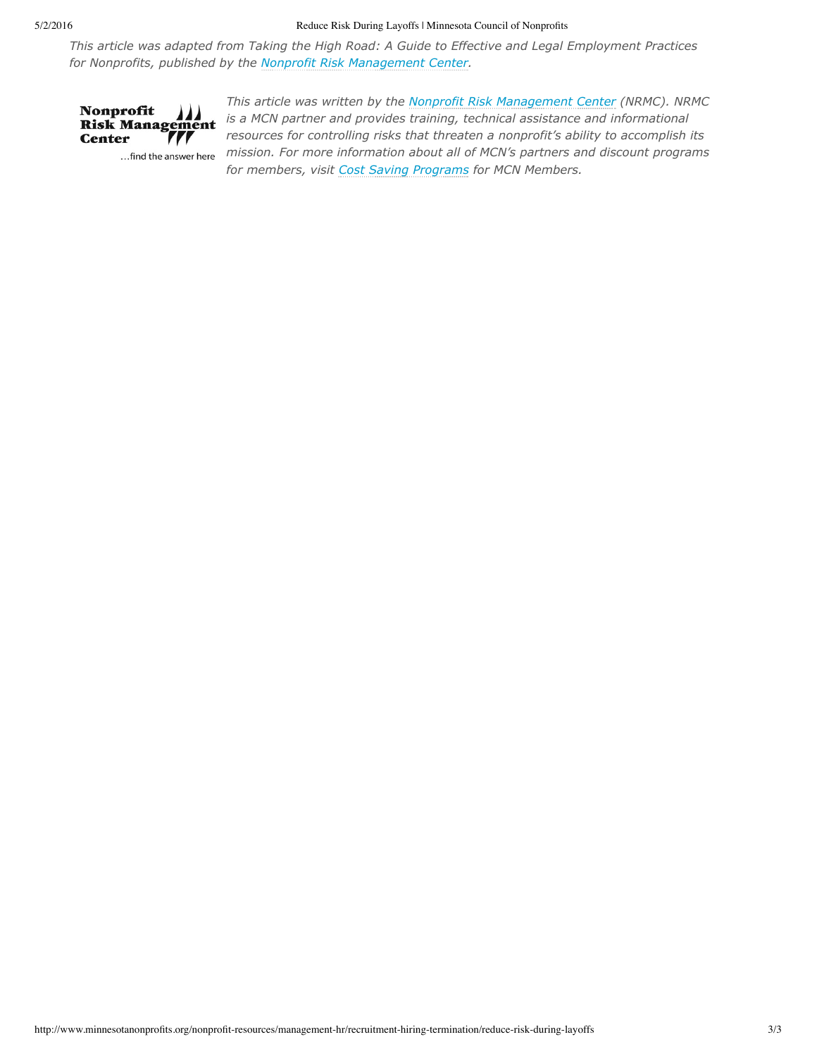*This article was adapted from Taking the High Road: A Guide to Effective and Legal Employment Practices for Nonprofits, published by the Nonprofit Risk Management Center.*

Nonprofit Risk Management Center
…find the answer here

*This article was written by the Nonprofit Risk Management Center (NRMC). NRMC is a MCN partner and provides training, technical assistance and informational resources for controlling risks that threaten a nonprofit's ability to accomplish its mission. For more information about all of MCN's partners and discount programs for members, visit Cost Saving Programs for MCN Members.*